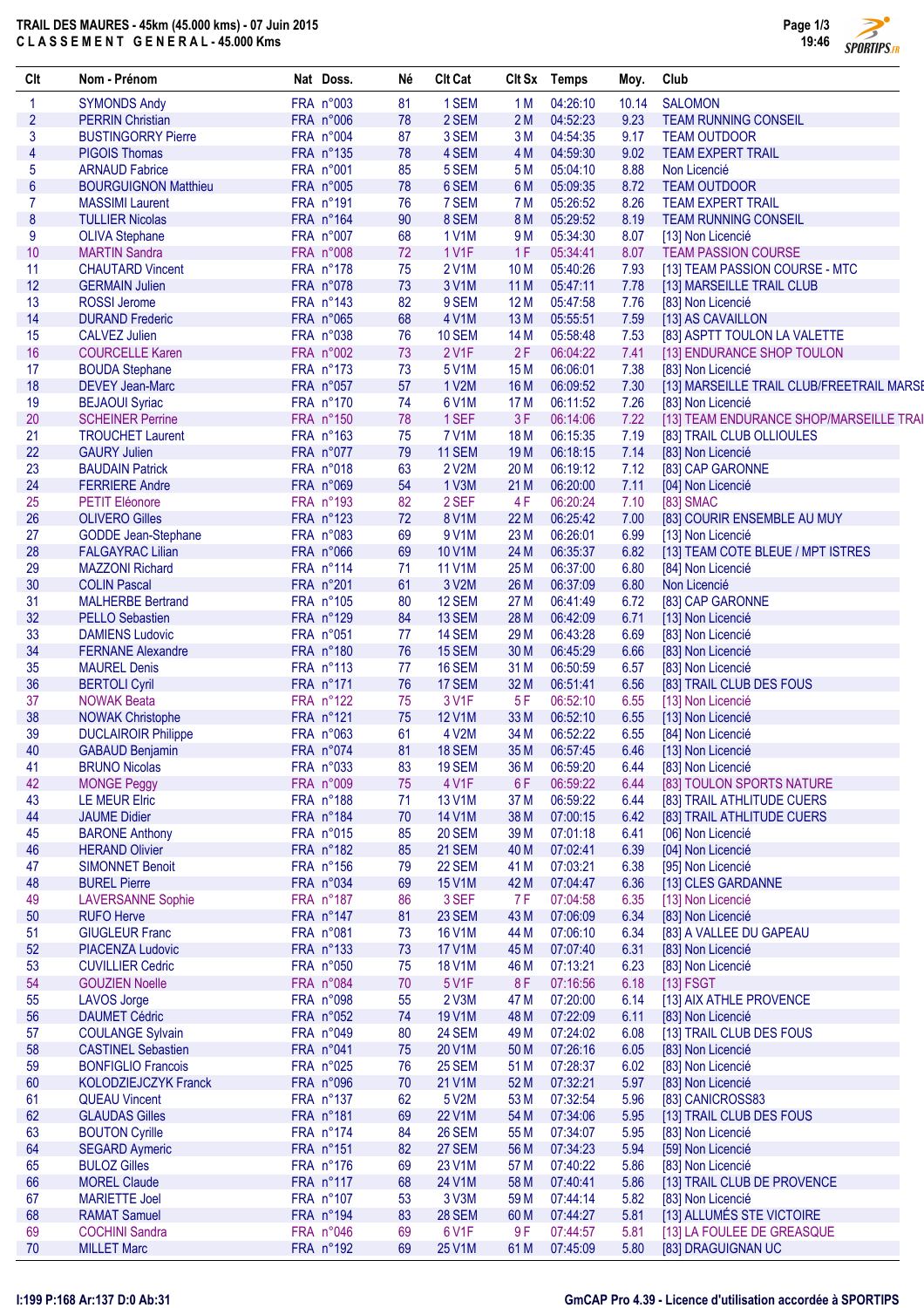# TRAIL DES MAURES - 45km (45.000 kms) - 07 Juin 2015

## C L A S S E M E N T G E N E R A L - 45.000 Kms

| Clt | Nom - Prénom | Nat | Doss. | Né | Clt Cat | Clt Sx | Temps | Moy. | Club |
|---|---|---|---|---|---|---|---|---|---|
| 1 | SYMONDS Andy | FRA | n°003 | 81 | 1 SEM | 1 M | 04:26:10 | 10.14 | SALOMON |
| 2 | PERRIN Christian | FRA | n°006 | 78 | 2 SEM | 2 M | 04:52:23 | 9.23 | TEAM RUNNING CONSEIL |
| 3 | BUSTINGORRY Pierre | FRA | n°004 | 87 | 3 SEM | 3 M | 04:54:35 | 9.17 | TEAM OUTDOOR |
| 4 | PIGOIS Thomas | FRA | n°135 | 78 | 4 SEM | 4 M | 04:59:30 | 9.02 | TEAM EXPERT TRAIL |
| 5 | ARNAUD Fabrice | FRA | n°001 | 85 | 5 SEM | 5 M | 05:04:10 | 8.88 | Non Licencié |
| 6 | BOURGUIGNON Matthieu | FRA | n°005 | 78 | 6 SEM | 6 M | 05:09:35 | 8.72 | TEAM OUTDOOR |
| 7 | MASSIMI Laurent | FRA | n°191 | 76 | 7 SEM | 7 M | 05:26:52 | 8.26 | TEAM EXPERT TRAIL |
| 8 | TULLIER Nicolas | FRA | n°164 | 90 | 8 SEM | 8 M | 05:29:52 | 8.19 | TEAM RUNNING CONSEIL |
| 9 | OLIVA Stephane | FRA | n°007 | 68 | 1 V1M | 9 M | 05:34:30 | 8.07 | [13] Non Licencié |
| 10 | MARTIN Sandra | FRA | n°008 | 72 | 1 V1F | 1 F | 05:34:41 | 8.07 | TEAM PASSION COURSE |
| 11 | CHAUTARD Vincent | FRA | n°178 | 75 | 2 V1M | 10 M | 05:40:26 | 7.93 | [13] TEAM PASSION COURSE - MTC |
| 12 | GERMAIN Julien | FRA | n°078 | 73 | 3 V1M | 11 M | 05:47:11 | 7.78 | [13] MARSEILLE TRAIL CLUB |
| 13 | ROSSI Jerome | FRA | n°143 | 82 | 9 SEM | 12 M | 05:47:58 | 7.76 | [83] Non Licencié |
| 14 | DURAND Frederic | FRA | n°065 | 68 | 4 V1M | 13 M | 05:55:51 | 7.59 | [13] AS CAVAILLON |
| 15 | CALVEZ Julien | FRA | n°038 | 76 | 10 SEM | 14 M | 05:58:48 | 7.53 | [83] ASPTT TOULON LA VALETTE |
| 16 | COURCELLE Karen | FRA | n°002 | 73 | 2 V1F | 2 F | 06:04:22 | 7.41 | [13] ENDURANCE SHOP TOULON |
| 17 | BOUDA Stephane | FRA | n°173 | 73 | 5 V1M | 15 M | 06:06:01 | 7.38 | [83] Non Licencié |
| 18 | DEVEY Jean-Marc | FRA | n°057 | 57 | 1 V2M | 16 M | 06:09:52 | 7.30 | [13] MARSEILLE TRAIL CLUB/FREETRAIL MARSE |
| 19 | BEJAOUI Syriac | FRA | n°170 | 74 | 6 V1M | 17 M | 06:11:52 | 7.26 | [83] Non Licencié |
| 20 | SCHEINER Perrine | FRA | n°150 | 78 | 1 SEF | 3 F | 06:14:06 | 7.22 | [13] TEAM ENDURANCE SHOP/MARSEILLE TRAI |
| 21 | TROUCHET Laurent | FRA | n°163 | 75 | 7 V1M | 18 M | 06:15:35 | 7.19 | [83] TRAIL CLUB OLLIOULES |
| 22 | GAURY Julien | FRA | n°077 | 79 | 11 SEM | 19 M | 06:18:15 | 7.14 | [83] Non Licencié |
| 23 | BAUDAIN Patrick | FRA | n°018 | 63 | 2 V2M | 20 M | 06:19:12 | 7.12 | [83] CAP GARONNE |
| 24 | FERRIERE Andre | FRA | n°069 | 54 | 1 V3M | 21 M | 06:20:00 | 7.11 | [04] Non Licencié |
| 25 | PETIT Eléonore | FRA | n°193 | 82 | 2 SEF | 4 F | 06:20:24 | 7.10 | [83] SMAC |
| 26 | OLIVERO Gilles | FRA | n°123 | 72 | 8 V1M | 22 M | 06:25:42 | 7.00 | [83] COURIR ENSEMBLE AU MUY |
| 27 | GODDE Jean-Stephane | FRA | n°083 | 69 | 9 V1M | 23 M | 06:26:01 | 6.99 | [13] Non Licencié |
| 28 | FALGAYRAC Lilian | FRA | n°066 | 69 | 10 V1M | 24 M | 06:35:37 | 6.82 | [13] TEAM COTE BLEUE / MPT ISTRES |
| 29 | MAZZONI Richard | FRA | n°114 | 71 | 11 V1M | 25 M | 06:37:00 | 6.80 | [84] Non Licencié |
| 30 | COLIN Pascal | FRA | n°201 | 61 | 3 V2M | 26 M | 06:37:09 | 6.80 | Non Licencié |
| 31 | MALHERBE Bertrand | FRA | n°105 | 80 | 12 SEM | 27 M | 06:41:49 | 6.72 | [83] CAP GARONNE |
| 32 | PELLO Sebastien | FRA | n°129 | 84 | 13 SEM | 28 M | 06:42:09 | 6.71 | [13] Non Licencié |
| 33 | DAMIENS Ludovic | FRA | n°051 | 77 | 14 SEM | 29 M | 06:43:28 | 6.69 | [13] Non Licencié |
| 34 | FERNANE Alexandre | FRA | n°180 | 76 | 15 SEM | 30 M | 06:45:29 | 6.66 | [83] Non Licencié |
| 35 | MAUREL Denis | FRA | n°113 | 77 | 16 SEM | 31 M | 06:50:59 | 6.57 | [83] Non Licencié |
| 36 | BERTOLI Cyril | FRA | n°171 | 76 | 17 SEM | 32 M | 06:51:41 | 6.56 | [83] TRAIL CLUB DES FOUS |
| 37 | NOWAK Beata | FRA | n°122 | 75 | 3 V1F | 5 F | 06:52:10 | 6.55 | [13] Non Licencié |
| 38 | NOWAK Christophe | FRA | n°121 | 75 | 12 V1M | 33 M | 06:52:10 | 6.55 | [13] Non Licencié |
| 39 | DUCLAIROIR Philippe | FRA | n°063 | 61 | 4 V2M | 34 M | 06:52:22 | 6.55 | [84] Non Licencié |
| 40 | GABAUD Benjamin | FRA | n°074 | 81 | 18 SEM | 35 M | 06:57:45 | 6.46 | [13] Non Licencié |
| 41 | BRUNO Nicolas | FRA | n°033 | 83 | 19 SEM | 36 M | 06:59:20 | 6.44 | [83] Non Licencié |
| 42 | MONGE Peggy | FRA | n°009 | 75 | 4 V1F | 6 F | 06:59:22 | 6.44 | [83] TOULON SPORTS NATURE |
| 43 | LE MEUR Elric | FRA | n°188 | 71 | 13 V1M | 37 M | 06:59:22 | 6.44 | [83] TRAIL ATHLITUDE CUERS |
| 44 | JAUME Didier | FRA | n°184 | 70 | 14 V1M | 38 M | 07:00:15 | 6.42 | [83] TRAIL ATHLITUDE CUERS |
| 45 | BARONE Anthony | FRA | n°015 | 85 | 20 SEM | 39 M | 07:01:18 | 6.41 | [06] Non Licencié |
| 46 | HERAND Olivier | FRA | n°182 | 85 | 21 SEM | 40 M | 07:02:41 | 6.39 | [04] Non Licencié |
| 47 | SIMONNET Benoit | FRA | n°156 | 79 | 22 SEM | 41 M | 07:03:21 | 6.38 | [95] Non Licencié |
| 48 | BUREL Pierre | FRA | n°034 | 69 | 15 V1M | 42 M | 07:04:47 | 6.36 | [13] CLES GARDANNE |
| 49 | LAVERSANNE Sophie | FRA | n°187 | 86 | 3 SEF | 7 F | 07:04:58 | 6.35 | [13] Non Licencié |
| 50 | RUFO Herve | FRA | n°147 | 81 | 23 SEM | 43 M | 07:06:09 | 6.34 | [83] Non Licencié |
| 51 | GIUGLEUR Franc | FRA | n°081 | 73 | 16 V1M | 44 M | 07:06:10 | 6.34 | [83] A VALLEE DU GAPEAU |
| 52 | PIACENZA Ludovic | FRA | n°133 | 73 | 17 V1M | 45 M | 07:07:40 | 6.31 | [83] Non Licencié |
| 53 | CUVILLIER Cedric | FRA | n°050 | 75 | 18 V1M | 46 M | 07:13:21 | 6.23 | [83] Non Licencié |
| 54 | GOUZIEN Noelle | FRA | n°084 | 70 | 5 V1F | 8 F | 07:16:56 | 6.18 | [13] FSGT |
| 55 | LAVOS Jorge | FRA | n°098 | 55 | 2 V3M | 47 M | 07:20:00 | 6.14 | [13] AIX ATHLE PROVENCE |
| 56 | DAUMET Cédric | FRA | n°052 | 74 | 19 V1M | 48 M | 07:22:09 | 6.11 | [83] Non Licencié |
| 57 | COULANGE Sylvain | FRA | n°049 | 80 | 24 SEM | 49 M | 07:24:02 | 6.08 | [13] TRAIL CLUB DES FOUS |
| 58 | CASTINEL Sebastien | FRA | n°041 | 75 | 20 V1M | 50 M | 07:26:16 | 6.05 | [83] Non Licencié |
| 59 | BONFIGLIO Francois | FRA | n°025 | 76 | 25 SEM | 51 M | 07:28:37 | 6.02 | [83] Non Licencié |
| 60 | KOLODZIEJCZYK Franck | FRA | n°096 | 70 | 21 V1M | 52 M | 07:32:21 | 5.97 | [83] Non Licencié |
| 61 | QUEAU Vincent | FRA | n°137 | 62 | 5 V2M | 53 M | 07:32:54 | 5.96 | [83] CANICROSS83 |
| 62 | GLAUDAS Gilles | FRA | n°181 | 69 | 22 V1M | 54 M | 07:34:06 | 5.95 | [13] TRAIL CLUB DES FOUS |
| 63 | BOUTON Cyrille | FRA | n°174 | 84 | 26 SEM | 55 M | 07:34:07 | 5.95 | [83] Non Licencié |
| 64 | SEGARD Aymeric | FRA | n°151 | 82 | 27 SEM | 56 M | 07:34:23 | 5.94 | [59] Non Licencié |
| 65 | BULOZ Gilles | FRA | n°176 | 69 | 23 V1M | 57 M | 07:40:22 | 5.86 | [83] Non Licencié |
| 66 | MOREL Claude | FRA | n°117 | 68 | 24 V1M | 58 M | 07:40:41 | 5.86 | [13] TRAIL CLUB DE PROVENCE |
| 67 | MARIETTE Joel | FRA | n°107 | 53 | 3 V3M | 59 M | 07:44:14 | 5.82 | [83] Non Licencié |
| 68 | RAMAT Samuel | FRA | n°194 | 83 | 28 SEM | 60 M | 07:44:27 | 5.81 | [13] ALLUMÉS STE VICTOIRE |
| 69 | COCHINI Sandra | FRA | n°046 | 69 | 6 V1F | 9 F | 07:44:57 | 5.81 | [13] LA FOULEE DE GREASQUE |
| 70 | MILLET Marc | FRA | n°192 | 69 | 25 V1M | 61 M | 07:45:09 | 5.80 | [83] DRAGUIGNAN UC |

I:199 P:168 Ar:137 D:0 Ab:31

GmCAP Pro 4.39 - Licence d'utilisation accordée à SPORTIPS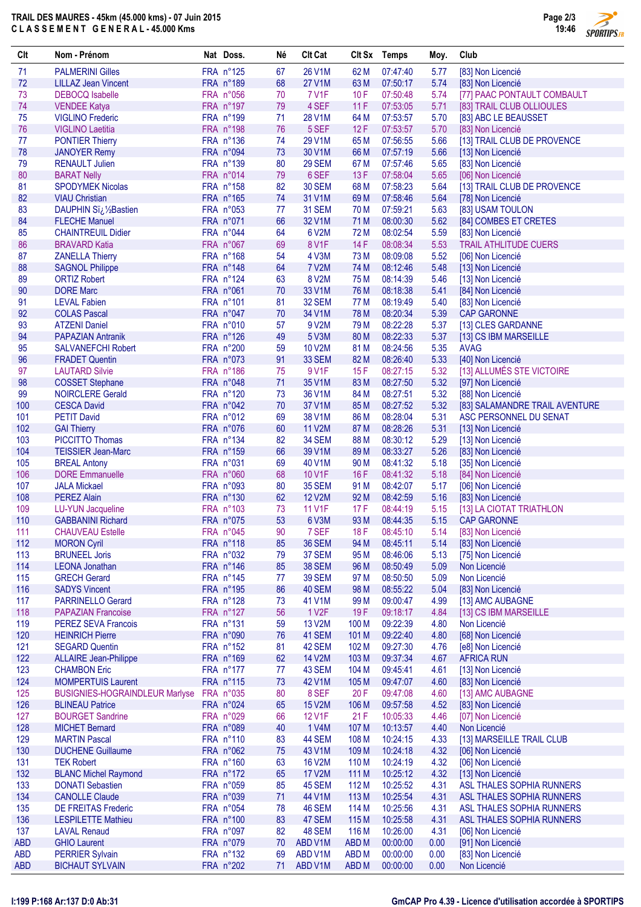**TRAIL DES MAURES - 45km (45.000 kms) - 07 Juin 2015**
**CLASSEMENT GENERAL - 45.000 Kms**

| Clt | Nom - Prénom | Nat | Doss. | Né | Clt Cat | Clt Sx | Temps | Moy. | Club |
|---|---|---|---|---|---|---|---|---|---|
| 71 | PALMERINI Gilles | FRA | n°125 | 67 | 26 V1M | 62 M | 07:47:40 | 5.77 | [83] Non Licencié |
| 72 | LILLAZ Jean Vincent | FRA | n°189 | 68 | 27 V1M | 63 M | 07:50:17 | 5.74 | [83] Non Licencié |
| 73 | DEBOCQ Isabelle | FRA | n°056 | 70 | 7 V1F | 10 F | 07:50:48 | 5.74 | [77] PAAC PONTAULT COMBAULT |
| 74 | VENDEE Katya | FRA | n°197 | 79 | 4 SEF | 11 F | 07:53:05 | 5.71 | [83] TRAIL CLUB OLLIOULES |
| 75 | VIGLINO Frederic | FRA | n°199 | 71 | 28 V1M | 64 M | 07:53:57 | 5.70 | [83] ABC LE BEAUSSET |
| 76 | VIGLINO Laetitia | FRA | n°198 | 76 | 5 SEF | 12 F | 07:53:57 | 5.70 | [83] Non Licencié |
| 77 | PONTIER Thierry | FRA | n°136 | 74 | 29 V1M | 65 M | 07:56:55 | 5.66 | [13] TRAIL CLUB DE PROVENCE |
| 78 | JANOYER Remy | FRA | n°094 | 73 | 30 V1M | 66 M | 07:57:19 | 5.66 | [13] Non Licencié |
| 79 | RENAULT Julien | FRA | n°139 | 80 | 29 SEM | 67 M | 07:57:46 | 5.65 | [83] Non Licencié |
| 80 | BARAT Nelly | FRA | n°014 | 79 | 6 SEF | 13 F | 07:58:04 | 5.65 | [06] Non Licencié |
| 81 | SPODYMEK Nicolas | FRA | n°158 | 82 | 30 SEM | 68 M | 07:58:23 | 5.64 | [13] TRAIL CLUB DE PROVENCE |
| 82 | VIAU Christian | FRA | n°165 | 74 | 31 V1M | 69 M | 07:58:46 | 5.64 | [78] Non Licencié |
| 83 | DAUPHIN Sï¿½Bastien | FRA | n°053 | 77 | 31 SEM | 70 M | 07:59:21 | 5.63 | [83] USAM TOULON |
| 84 | FLECHE Manuel | FRA | n°071 | 66 | 32 V1M | 71 M | 08:00:30 | 5.62 | [84] COMBES ET CRETES |
| 85 | CHAINTREUIL Didier | FRA | n°044 | 64 | 6 V2M | 72 M | 08:02:54 | 5.59 | [83] Non Licencié |
| 86 | BRAVARD Katia | FRA | n°067 | 69 | 8 V1F | 14 F | 08:08:34 | 5.53 | TRAIL ATHLITUDE CUERS |
| 87 | ZANELLA Thierry | FRA | n°168 | 54 | 4 V3M | 73 M | 08:09:08 | 5.52 | [06] Non Licencié |
| 88 | SAGNOL Philippe | FRA | n°148 | 64 | 7 V2M | 74 M | 08:12:46 | 5.48 | [13] Non Licencié |
| 89 | ORTIZ Robert | FRA | n°124 | 63 | 8 V2M | 75 M | 08:14:39 | 5.46 | [13] Non Licencié |
| 90 | DORE Marc | FRA | n°061 | 70 | 33 V1M | 76 M | 08:18:38 | 5.41 | [84] Non Licencié |
| 91 | LEVAL Fabien | FRA | n°101 | 81 | 32 SEM | 77 M | 08:19:49 | 5.40 | [83] Non Licencié |
| 92 | COLAS Pascal | FRA | n°047 | 70 | 34 V1M | 78 M | 08:20:34 | 5.39 | CAP GARONNE |
| 93 | ATZENI Daniel | FRA | n°010 | 57 | 9 V2M | 79 M | 08:22:28 | 5.37 | [13] CLES GARDANNE |
| 94 | PAPAZIAN Antranik | FRA | n°126 | 49 | 5 V3M | 80 M | 08:22:33 | 5.37 | [13] CS IBM MARSEILLE |
| 95 | SALVANEFCHI Robert | FRA | n°200 | 59 | 10 V2M | 81 M | 08:24:56 | 5.35 | AVAG |
| 96 | FRADET Quentin | FRA | n°073 | 91 | 33 SEM | 82 M | 08:26:40 | 5.33 | [40] Non Licencié |
| 97 | LAUTARD Silvie | FRA | n°186 | 75 | 9 V1F | 15 F | 08:27:15 | 5.32 | [13] ALLUMÉS STE VICTOIRE |
| 98 | COSSET Stephane | FRA | n°048 | 71 | 35 V1M | 83 M | 08:27:50 | 5.32 | [97] Non Licencié |
| 99 | NOIRCLERE Gerald | FRA | n°120 | 73 | 36 V1M | 84 M | 08:27:51 | 5.32 | [88] Non Licencié |
| 100 | CESCA David | FRA | n°042 | 70 | 37 V1M | 85 M | 08:27:52 | 5.32 | [83] SALAMANDRE TRAIL AVENTURE |
| 101 | PETIT David | FRA | n°012 | 69 | 38 V1M | 86 M | 08:28:04 | 5.31 | ASC PERSONNEL DU SENAT |
| 102 | GAI Thierry | FRA | n°076 | 60 | 11 V2M | 87 M | 08:28:26 | 5.31 | [13] Non Licencié |
| 103 | PICCITTO Thomas | FRA | n°134 | 82 | 34 SEM | 88 M | 08:30:12 | 5.29 | [13] Non Licencié |
| 104 | TEISSIER Jean-Marc | FRA | n°159 | 66 | 39 V1M | 89 M | 08:33:27 | 5.26 | [83] Non Licencié |
| 105 | BREAL Antony | FRA | n°031 | 69 | 40 V1M | 90 M | 08:41:32 | 5.18 | [35] Non Licencié |
| 106 | DORE Emmanuelle | FRA | n°060 | 68 | 10 V1F | 16 F | 08:41:32 | 5.18 | [84] Non Licencié |
| 107 | JALA Mickael | FRA | n°093 | 80 | 35 SEM | 91 M | 08:42:07 | 5.17 | [06] Non Licencié |
| 108 | PEREZ Alain | FRA | n°130 | 62 | 12 V2M | 92 M | 08:42:59 | 5.16 | [83] Non Licencié |
| 109 | LU-YUN Jacqueline | FRA | n°103 | 73 | 11 V1F | 17 F | 08:44:19 | 5.15 | [13] LA CIOTAT TRIATHLON |
| 110 | GABBANINI Richard | FRA | n°075 | 53 | 6 V3M | 93 M | 08:44:35 | 5.15 | CAP GARONNE |
| 111 | CHAUVEAU Estelle | FRA | n°045 | 90 | 7 SEF | 18 F | 08:45:10 | 5.14 | [83] Non Licencié |
| 112 | MORON Cyril | FRA | n°118 | 85 | 36 SEM | 94 M | 08:45:11 | 5.14 | [83] Non Licencié |
| 113 | BRUNEEL Joris | FRA | n°032 | 79 | 37 SEM | 95 M | 08:46:06 | 5.13 | [75] Non Licencié |
| 114 | LEONA Jonathan | FRA | n°146 | 85 | 38 SEM | 96 M | 08:50:49 | 5.09 | Non Licencié |
| 115 | GRECH Gerard | FRA | n°145 | 77 | 39 SEM | 97 M | 08:50:50 | 5.09 | Non Licencié |
| 116 | SADYS Vincent | FRA | n°195 | 86 | 40 SEM | 98 M | 08:55:22 | 5.04 | [83] Non Licencié |
| 117 | PARRINELLO Gerard | FRA | n°128 | 73 | 41 V1M | 99 M | 09:00:47 | 4.99 | [13] AMC AUBAGNE |
| 118 | PAPAZIAN Francoise | FRA | n°127 | 56 | 1 V2F | 19 F | 09:18:17 | 4.84 | [13] CS IBM MARSEILLE |
| 119 | PEREZ SEVA Francois | FRA | n°131 | 59 | 13 V2M | 100 M | 09:22:39 | 4.80 | Non Licencié |
| 120 | HEINRICH Pierre | FRA | n°090 | 76 | 41 SEM | 101 M | 09:22:40 | 4.80 | [68] Non Licencié |
| 121 | SEGARD Quentin | FRA | n°152 | 81 | 42 SEM | 102 M | 09:27:30 | 4.76 | [e8] Non Licencié |
| 122 | ALLAIRE Jean-Philippe | FRA | n°169 | 62 | 14 V2M | 103 M | 09:37:34 | 4.67 | AFRICA RUN |
| 123 | CHAMBON Eric | FRA | n°177 | 77 | 43 SEM | 104 M | 09:45:41 | 4.61 | [13] Non Licencié |
| 124 | MOMPERTUIS Laurent | FRA | n°115 | 73 | 42 V1M | 105 M | 09:47:07 | 4.60 | [83] Non Licencié |
| 125 | BUSIGNIES-HOGRAINDLEUR Marlyse | FRA | n°035 | 80 | 8 SEF | 20 F | 09:47:08 | 4.60 | [13] AMC AUBAGNE |
| 126 | BLINEAU Patrice | FRA | n°024 | 65 | 15 V2M | 106 M | 09:57:58 | 4.52 | [83] Non Licencié |
| 127 | BOURGET Sandrine | FRA | n°029 | 66 | 12 V1F | 21 F | 10:05:33 | 4.46 | [07] Non Licencié |
| 128 | MICHET Bernard | FRA | n°089 | 40 | 1 V4M | 107 M | 10:13:57 | 4.40 | Non Licencié |
| 129 | MARTIN Pascal | FRA | n°110 | 83 | 44 SEM | 108 M | 10:24:15 | 4.33 | [13] MARSEILLE TRAIL CLUB |
| 130 | DUCHENE Guillaume | FRA | n°062 | 75 | 43 V1M | 109 M | 10:24:18 | 4.32 | [06] Non Licencié |
| 131 | TEK Robert | FRA | n°160 | 63 | 16 V2M | 110 M | 10:24:19 | 4.32 | [06] Non Licencié |
| 132 | BLANC Michel Raymond | FRA | n°172 | 65 | 17 V2M | 111 M | 10:25:12 | 4.32 | [13] Non Licencié |
| 133 | DONATI Sebastien | FRA | n°059 | 85 | 45 SEM | 112 M | 10:25:52 | 4.31 | ASL THALES SOPHIA RUNNERS |
| 134 | CANOLLE Claude | FRA | n°039 | 71 | 44 V1M | 113 M | 10:25:54 | 4.31 | ASL THALES SOPHIA RUNNERS |
| 135 | DE FREITAS Frederic | FRA | n°054 | 78 | 46 SEM | 114 M | 10:25:56 | 4.31 | ASL THALES SOPHIA RUNNERS |
| 136 | LESPILETTE Mathieu | FRA | n°100 | 83 | 47 SEM | 115 M | 10:25:58 | 4.31 | ASL THALES SOPHIA RUNNERS |
| 137 | LAVAL Renaud | FRA | n°097 | 82 | 48 SEM | 116 M | 10:26:00 | 4.31 | [06] Non Licencié |
| ABD | GHIO Laurent | FRA | n°079 | 70 | ABD V1M | ABD M | 00:00:00 | 0.00 | [91] Non Licencié |
| ABD | PERRIER Sylvain | FRA | n°132 | 69 | ABD V1M | ABD M | 00:00:00 | 0.00 | [83] Non Licencié |
| ABD | BICHAUT SYLVAIN | FRA | n°202 | 71 | ABD V1M | ABD M | 00:00:00 | 0.00 | Non Licencié |

I:199 P:168 Ar:137 D:0 Ab:31

GmCAP Pro 4.39 - Licence d'utilisation accordée à SPORTIPS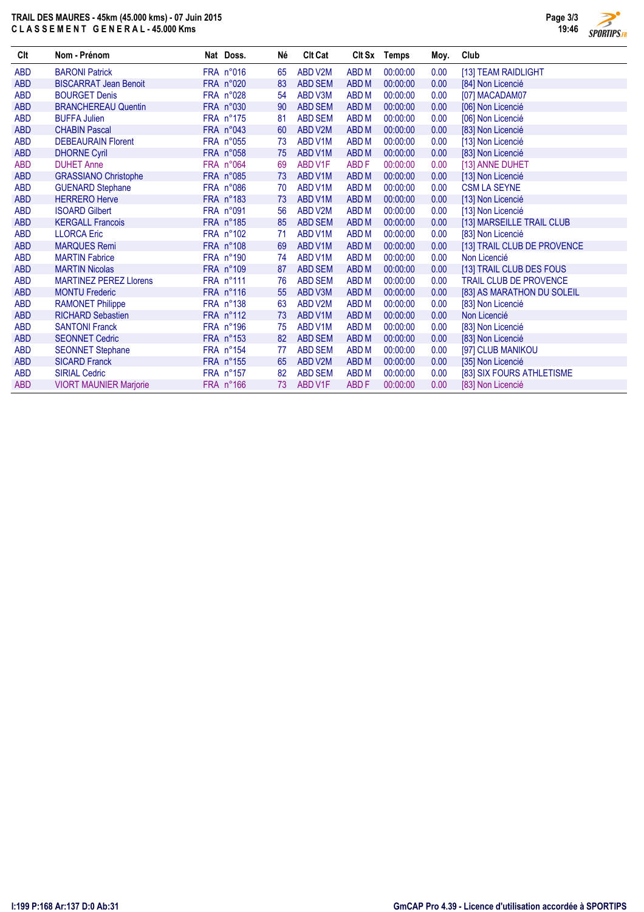**TRAIL DES MAURES - 45km (45.000 kms) - 07 Juin 2015**
**C L A S S E M E N T   G E N E R A L - 45.000 Kms**

| Clt | Nom - Prénom | Nat | Doss. | Né | Clt Cat | Clt Sx | Temps | Moy. | Club |
|---|---|---|---|---|---|---|---|---|---|
| ABD | BARONI Patrick | FRA | n°016 | 65 | ABD V2M | ABD M | 00:00:00 | 0.00 | [13] TEAM RAIDLIGHT |
| ABD | BISCARRAT Jean Benoit | FRA | n°020 | 83 | ABD SEM | ABD M | 00:00:00 | 0.00 | [84] Non Licencié |
| ABD | BOURGET Denis | FRA | n°028 | 54 | ABD V3M | ABD M | 00:00:00 | 0.00 | [07] MACADAM07 |
| ABD | BRANCHEREAU Quentin | FRA | n°030 | 90 | ABD SEM | ABD M | 00:00:00 | 0.00 | [06] Non Licencié |
| ABD | BUFFA Julien | FRA | n°175 | 81 | ABD SEM | ABD M | 00:00:00 | 0.00 | [06] Non Licencié |
| ABD | CHABIN Pascal | FRA | n°043 | 60 | ABD V2M | ABD M | 00:00:00 | 0.00 | [83] Non Licencié |
| ABD | DEBEAURAIN Florent | FRA | n°055 | 73 | ABD V1M | ABD M | 00:00:00 | 0.00 | [13] Non Licencié |
| ABD | DHORNE Cyril | FRA | n°058 | 75 | ABD V1M | ABD M | 00:00:00 | 0.00 | [83] Non Licencié |
| ABD | DUHET Anne | FRA | n°064 | 69 | ABD V1F | ABD F | 00:00:00 | 0.00 | [13] ANNE DUHET |
| ABD | GRASSIANO Christophe | FRA | n°085 | 73 | ABD V1M | ABD M | 00:00:00 | 0.00 | [13] Non Licencié |
| ABD | GUENARD Stephane | FRA | n°086 | 70 | ABD V1M | ABD M | 00:00:00 | 0.00 | CSM LA SEYNE |
| ABD | HERRERO Herve | FRA | n°183 | 73 | ABD V1M | ABD M | 00:00:00 | 0.00 | [13] Non Licencié |
| ABD | ISOARD Gilbert | FRA | n°091 | 56 | ABD V2M | ABD M | 00:00:00 | 0.00 | [13] Non Licencié |
| ABD | KERGALL Francois | FRA | n°185 | 85 | ABD SEM | ABD M | 00:00:00 | 0.00 | [13] MARSEILLE TRAIL CLUB |
| ABD | LLORCA Eric | FRA | n°102 | 71 | ABD V1M | ABD M | 00:00:00 | 0.00 | [83] Non Licencié |
| ABD | MARQUES Remi | FRA | n°108 | 69 | ABD V1M | ABD M | 00:00:00 | 0.00 | [13] TRAIL CLUB DE PROVENCE |
| ABD | MARTIN Fabrice | FRA | n°190 | 74 | ABD V1M | ABD M | 00:00:00 | 0.00 | Non Licencié |
| ABD | MARTIN Nicolas | FRA | n°109 | 87 | ABD SEM | ABD M | 00:00:00 | 0.00 | [13] TRAIL CLUB DES FOUS |
| ABD | MARTINEZ PEREZ Llorens | FRA | n°111 | 76 | ABD SEM | ABD M | 00:00:00 | 0.00 | TRAIL CLUB DE PROVENCE |
| ABD | MONTU Frederic | FRA | n°116 | 55 | ABD V3M | ABD M | 00:00:00 | 0.00 | [83] AS MARATHON DU SOLEIL |
| ABD | RAMONET Philippe | FRA | n°138 | 63 | ABD V2M | ABD M | 00:00:00 | 0.00 | [83] Non Licencié |
| ABD | RICHARD Sebastien | FRA | n°112 | 73 | ABD V1M | ABD M | 00:00:00 | 0.00 | Non Licencié |
| ABD | SANTONI Franck | FRA | n°196 | 75 | ABD V1M | ABD M | 00:00:00 | 0.00 | [83] Non Licencié |
| ABD | SEONNET Cedric | FRA | n°153 | 82 | ABD SEM | ABD M | 00:00:00 | 0.00 | [83] Non Licencié |
| ABD | SEONNET Stephane | FRA | n°154 | 77 | ABD SEM | ABD M | 00:00:00 | 0.00 | [97] CLUB MANIKOU |
| ABD | SICARD Franck | FRA | n°155 | 65 | ABD V2M | ABD M | 00:00:00 | 0.00 | [35] Non Licencié |
| ABD | SIRIAL Cedric | FRA | n°157 | 82 | ABD SEM | ABD M | 00:00:00 | 0.00 | [83] SIX FOURS ATHLETISME |
| ABD | VIORT MAUNIER Marjorie | FRA | n°166 | 73 | ABD V1F | ABD F | 00:00:00 | 0.00 | [83] Non Licencié |

I:199 P:168 Ar:137 D:0 Ab:31

GmCAP Pro 4.39 - Licence d'utilisation accordée à SPORTIPS